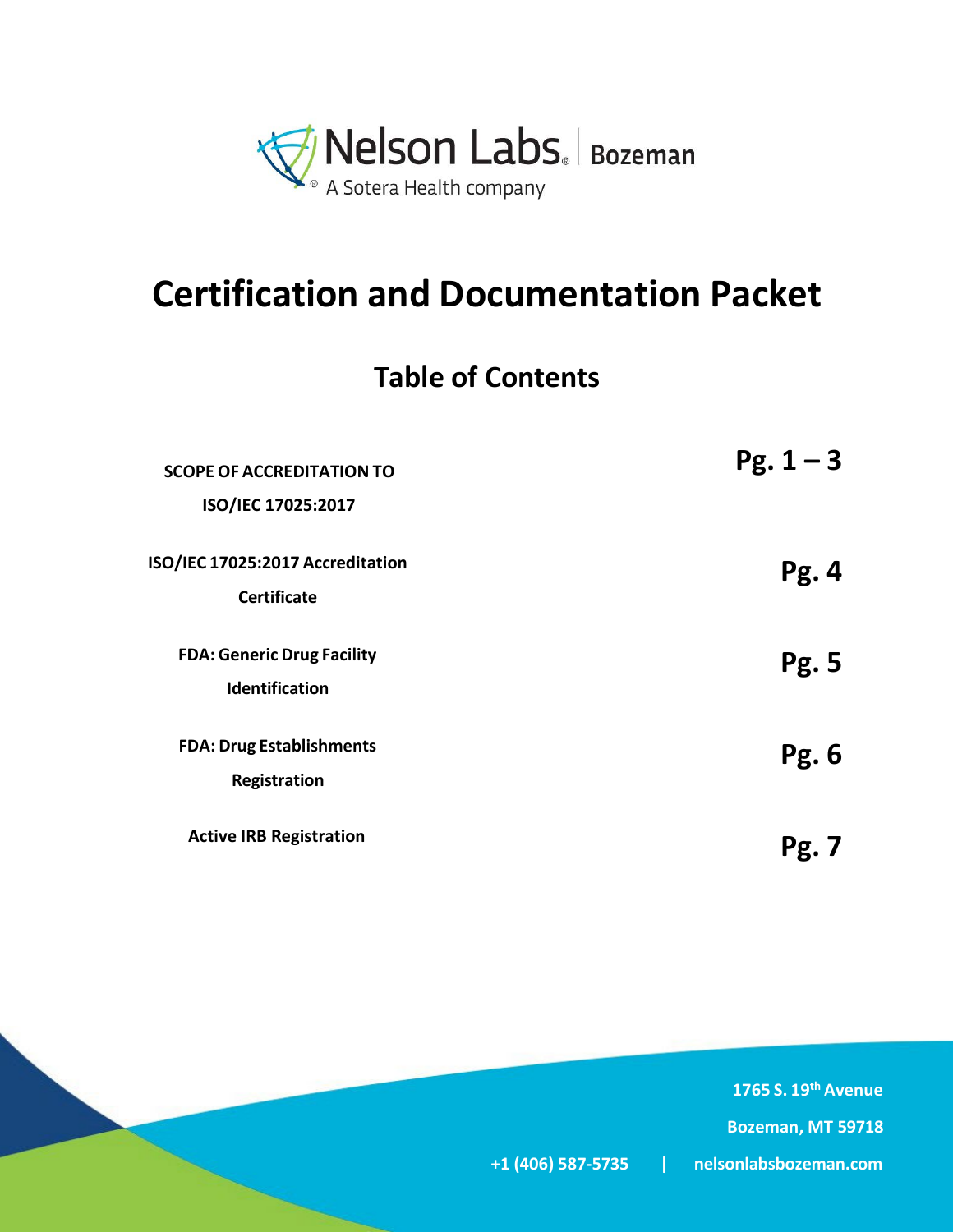Nelson Labs® | Bozeman

A Sotera Health company

# Certification and Documentation Packet

## Table of Contents

| | |
|---|---|
| **SCOPE OF ACCREDITATION TO ISO/IEC 17025:2017** | **Pg. 1 – 3** |
| **ISO/IEC 17025:2017 Accreditation Certificate** | **Pg. 4** |
| **FDA: Generic Drug Facility Identification** | **Pg. 5** |
| **FDA: Drug Establishments Registration** | **Pg. 6** |
| **Active IRB Registration** | **Pg. 7** |

**1765 S. 19th Avenue**

**Bozeman, MT 59718**

**+1 (406) 587-5735 | nelsonlabsbozeman.com**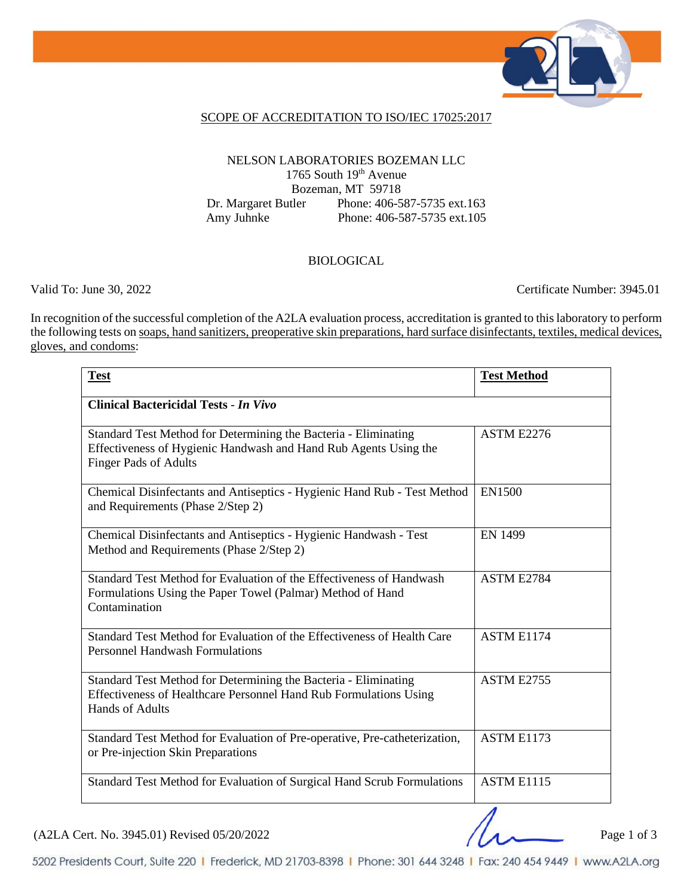SCOPE OF ACCREDITATION TO ISO/IEC 17025:2017

NELSON LABORATORIES BOZEMAN LLC
1765 South 19th Avenue
Bozeman, MT 59718
Dr. Margaret Butler Phone: 406-587-5735 ext.163
Amy Juhnke Phone: 406-587-5735 ext.105

BIOLOGICAL

Valid To: June 30, 2022 Certificate Number: 3945.01

In recognition of the successful completion of the A2LA evaluation process, accreditation is granted to this laboratory to perform the following tests on soaps, hand sanitizers, preoperative skin preparations, hard surface disinfectants, textiles, medical devices, gloves, and condoms:

| **Test** | **Test Method** |
|---|---|
| **Clinical Bactericidal Tests** - ***In Vivo*** | |
| Standard Test Method for Determining the Bacteria - Eliminating Effectiveness of Hygienic Handwash and Hand Rub Agents Using the Finger Pads of Adults | ASTM E2276 |
| Chemical Disinfectants and Antiseptics - Hygienic Hand Rub - Test Method and Requirements (Phase 2/Step 2) | EN1500 |
| Chemical Disinfectants and Antiseptics - Hygienic Handwash - Test Method and Requirements (Phase 2/Step 2) | EN 1499 |
| Standard Test Method for Evaluation of the Effectiveness of Handwash Formulations Using the Paper Towel (Palmar) Method of Hand Contamination | ASTM E2784 |
| Standard Test Method for Evaluation of the Effectiveness of Health Care Personnel Handwash Formulations | ASTM E1174 |
| Standard Test Method for Determining the Bacteria - Eliminating Effectiveness of Healthcare Personnel Hand Rub Formulations Using Hands of Adults | ASTM E2755 |
| Standard Test Method for Evaluation of Pre-operative, Pre-catheterization, or Pre-injection Skin Preparations | ASTM E1173 |
| Standard Test Method for Evaluation of Surgical Hand Scrub Formulations | ASTM E1115 |

(A2LA Cert. No. 3945.01) Revised 05/20/2022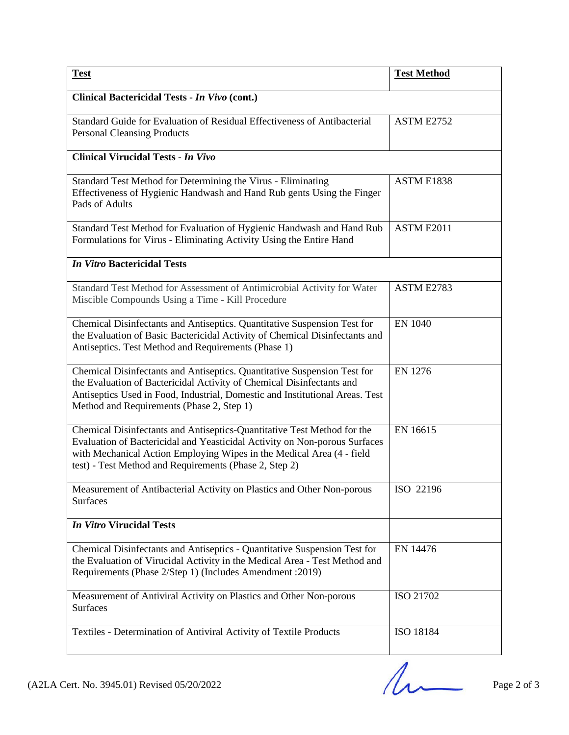| Test | Test Method |
| --- | --- |
| **Clinical Bactericidal Tests - *In Vivo* (cont.)** | |
| Standard Guide for Evaluation of Residual Effectiveness of Antibacterial Personal Cleansing Products | ASTM E2752 |
| **Clinical Virucidal Tests - *In Vivo*** | |
| Standard Test Method for Determining the Virus - Eliminating Effectiveness of Hygienic Handwash and Hand Rub gents Using the Finger Pads of Adults | ASTM E1838 |
| Standard Test Method for Evaluation of Hygienic Handwash and Hand Rub Formulations for Virus - Eliminating Activity Using the Entire Hand | ASTM E2011 |
| ***In Vitro* Bactericidal Tests** | |
| Standard Test Method for Assessment of Antimicrobial Activity for Water Miscible Compounds Using a Time - Kill Procedure | ASTM E2783 |
| Chemical Disinfectants and Antiseptics. Quantitative Suspension Test for the Evaluation of Basic Bactericidal Activity of Chemical Disinfectants and Antiseptics. Test Method and Requirements (Phase 1) | EN 1040 |
| Chemical Disinfectants and Antiseptics. Quantitative Suspension Test for the Evaluation of Bactericidal Activity of Chemical Disinfectants and Antiseptics Used in Food, Industrial, Domestic and Institutional Areas. Test Method and Requirements (Phase 2, Step 1) | EN 1276 |
| Chemical Disinfectants and Antiseptics-Quantitative Test Method for the Evaluation of Bactericidal and Yeasticidal Activity on Non-porous Surfaces with Mechanical Action Employing Wipes in the Medical Area (4 - field test) - Test Method and Requirements (Phase 2, Step 2) | EN 16615 |
| Measurement of Antibacterial Activity on Plastics and Other Non-porous Surfaces | ISO 22196 |
| ***In Vitro* Virucidal Tests** | |
| Chemical Disinfectants and Antiseptics - Quantitative Suspension Test for the Evaluation of Virucidal Activity in the Medical Area - Test Method and Requirements (Phase 2/Step 1) (Includes Amendment :2019) | EN 14476 |
| Measurement of Antiviral Activity on Plastics and Other Non-porous Surfaces | ISO 21702 |
| Textiles - Determination of Antiviral Activity of Textile Products | ISO 18184 |

(A2LA Cert. No. 3945.01) Revised 05/20/2022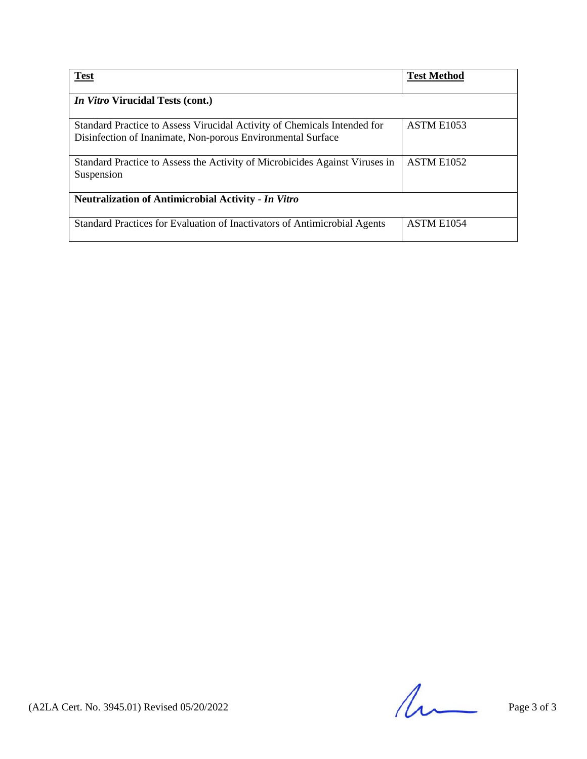| Test | Test Method |
|---|---|
| ***In Vitro* Virucidal Tests (cont.)** | |
| Standard Practice to Assess Virucidal Activity of Chemicals Intended for Disinfection of Inanimate, Non-porous Environmental Surface | ASTM E1053 |
| Standard Practice to Assess the Activity of Microbicides Against Viruses in Suspension | ASTM E1052 |
| **Neutralization of Antimicrobial Activity - *In Vitro*** | |
| Standard Practices for Evaluation of Inactivators of Antimicrobial Agents | ASTM E1054 |

(A2LA Cert. No. 3945.01) Revised 05/20/2022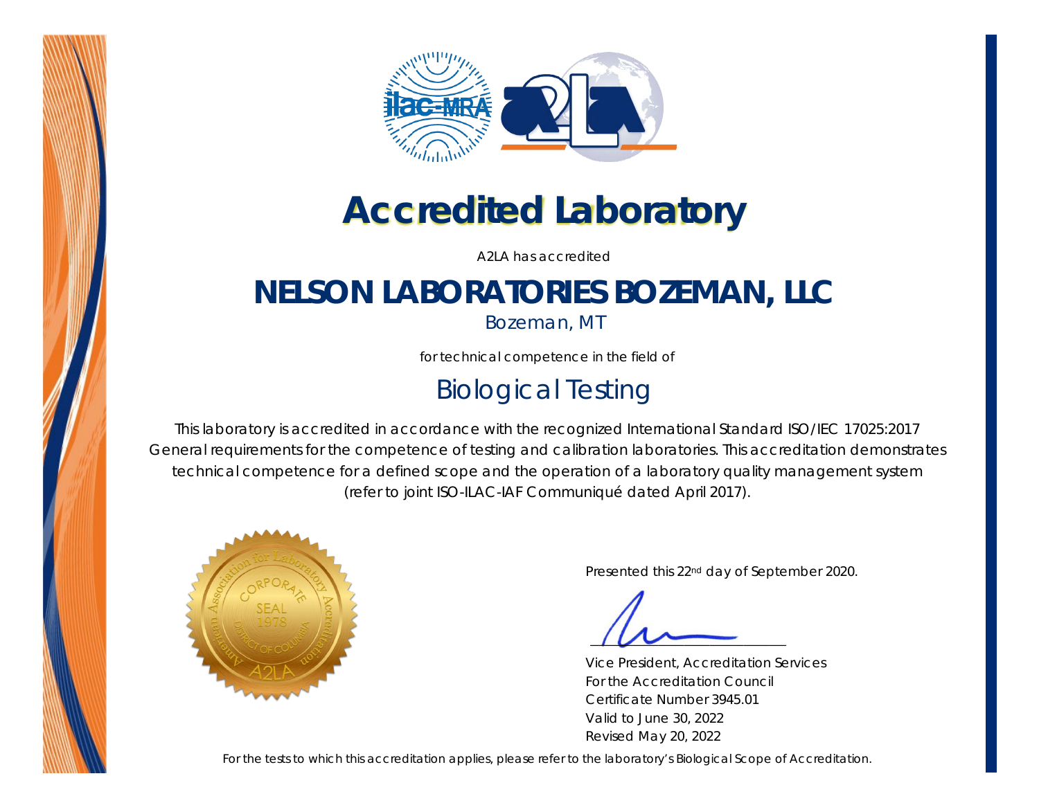# Accredited Laboratory

A2LA has accredited

## NELSON LABORATORIES BOZEMAN, LLC

Bozeman, MT

for technical competence in the field of

## Biological Testing

This laboratory is accredited in accordance with the recognized International Standard ISO/IEC 17025:2017 General requirements for the competence of testing and calibration laboratories. This accreditation demonstrates technical competence for a defined scope and the operation of a laboratory quality management system (refer to joint ISO-ILAC-IAF Communiqué dated April 2017).

Presented this 22nd day of September 2020.

Vice President, Accreditation Services
For the Accreditation Council
Certificate Number 3945.01
Valid to June 30, 2022
Revised May 20, 2022

For the tests to which this accreditation applies, please refer to the laboratory's Biological Scope of Accreditation.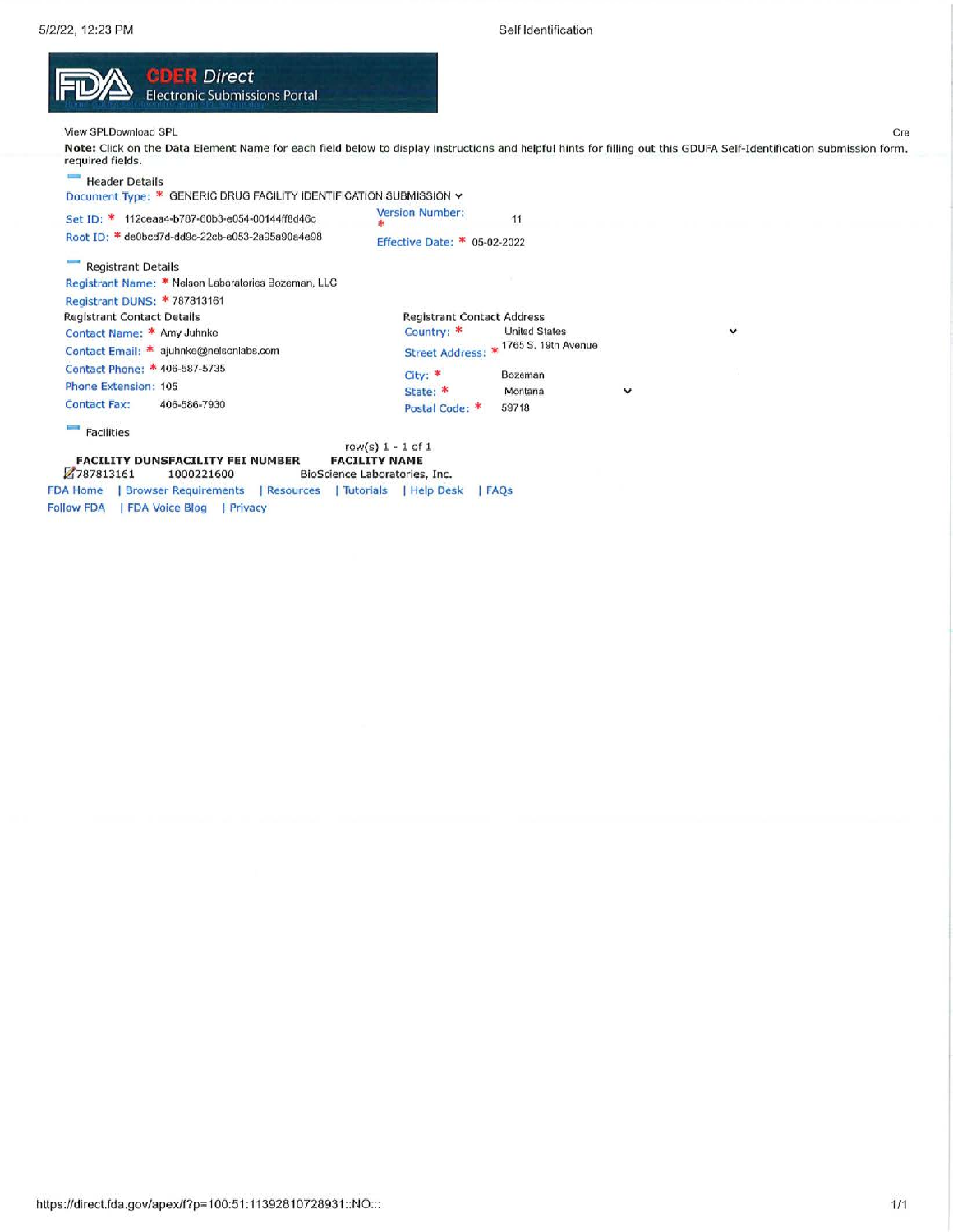FDA CDER Direct Electronic Submissions Portal

View SPLDownload SPL

Cre

**Note:** Click on the Data Element Name for each field below to display instructions and helpful hints for filling out this GDUFA Self-Identification submission form. * required fields.

## Header Details

Document Type: * GENERIC DRUG FACILITY IDENTIFICATION SUBMISSION

Set ID: * 112ceaa4-b787-60b3-e054-00144ff8d46c

Version Number: * 11

Root ID: * de0bcd7d-dd9c-22cb-e053-2a95a90a4e98

Effective Date: * 05-02-2022

## Registrant Details

Registrant Name: * Nelson Laboratories Bozeman, LLC

Registrant DUNS: * 787813161

### Registrant Contact Details

Contact Name: * Amy Juhnke

Contact Email: * ajuhnke@nelsonlabs.com

Contact Phone: * 406-587-5735

Phone Extension: 105

Contact Fax: 406-586-7930

### Registrant Contact Address

Country: * United States

Street Address: * 1765 S. 19th Avenue

City: * Bozeman

State: * Montana

Postal Code: * 59718

## Facilities

row(s) 1 - 1 of 1

| FACILITY DUNS | FACILITY FEI NUMBER | FACILITY NAME |
|---|---|---|
| 787813161 | 1000221600 | BioScience Laboratories, Inc. |

FDA Home | Browser Requirements | Resources | Tutorials | Help Desk | FAQs

Follow FDA | FDA Voice Blog | Privacy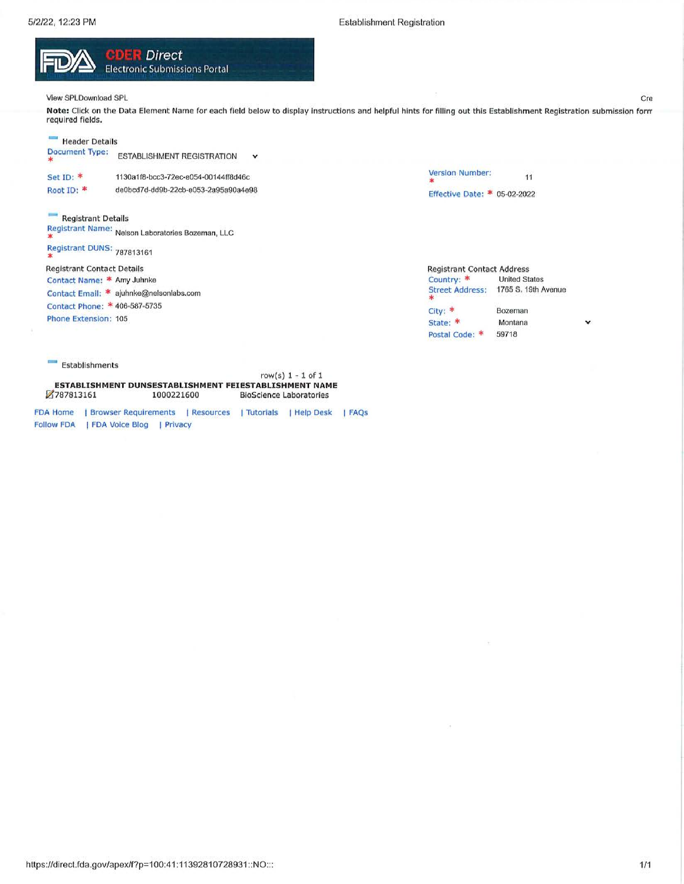**FDA CDER Direct** Electronic Submissions Portal

View SPLDownload SPL

Cre

**Note:** Click on the Data Element Name for each field below to display instructions and helpful hints for filling out this Establishment Registration submission form required fields.

## Header Details

Document Type: * ESTABLISHMENT REGISTRATION

Set ID: * 1130a1f8-bcc3-72ec-e054-00144ff8d46c

Root ID: * de0bcd7d-dd9b-22cb-e053-2a95a90a4e98

Version Number: * 11

Effective Date: * 05-02-2022

## Registrant Details

Registrant Name: * Nelson Laboratories Bozeman, LLC

Registrant DUNS: * 787813161

### Registrant Contact Details

Contact Name: * Amy Juhnke

Contact Email: * ajuhnke@nelsonlabs.com

Contact Phone: * 406-587-5735

Phone Extension: 105

### Registrant Contact Address

Country: * United States

Street Address: * 1765 S. 19th Avenue

City: * Bozeman

State: * Montana

Postal Code: * 59718

## Establishments

row(s) 1 - 1 of 1

| ESTABLISHMENT DUNS | ESTABLISHMENT FEI | ESTABLISHMENT NAME |
|---|---|---|
| 787813161 | 1000221600 | BioScience Laboratories |

FDA Home | Browser Requirements | Resources | Tutorials | Help Desk | FAQs

Follow FDA | FDA Voice Blog | Privacy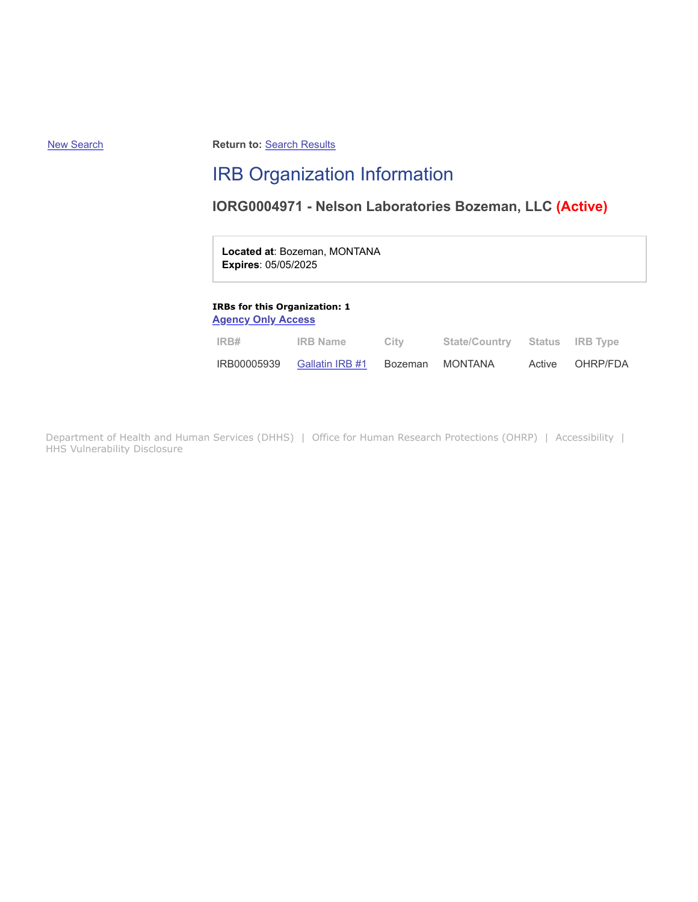New Search

**Return to:** Search Results

# IRB Organization Information

## IORG0004971 - Nelson Laboratories Bozeman, LLC (Active)

**Located at**: Bozeman, MONTANA
**Expires**: 05/05/2025

**IRBs for this Organization: 1**
**Agency Only Access**

| IRB# | IRB Name | City | State/Country | Status | IRB Type |
| --- | --- | --- | --- | --- | --- |
| IRB00005939 | Gallatin IRB #1 | Bozeman | MONTANA | Active | OHRP/FDA |

Department of Health and Human Services (DHHS) | Office for Human Research Protections (OHRP) | Accessibility | HHS Vulnerability Disclosure